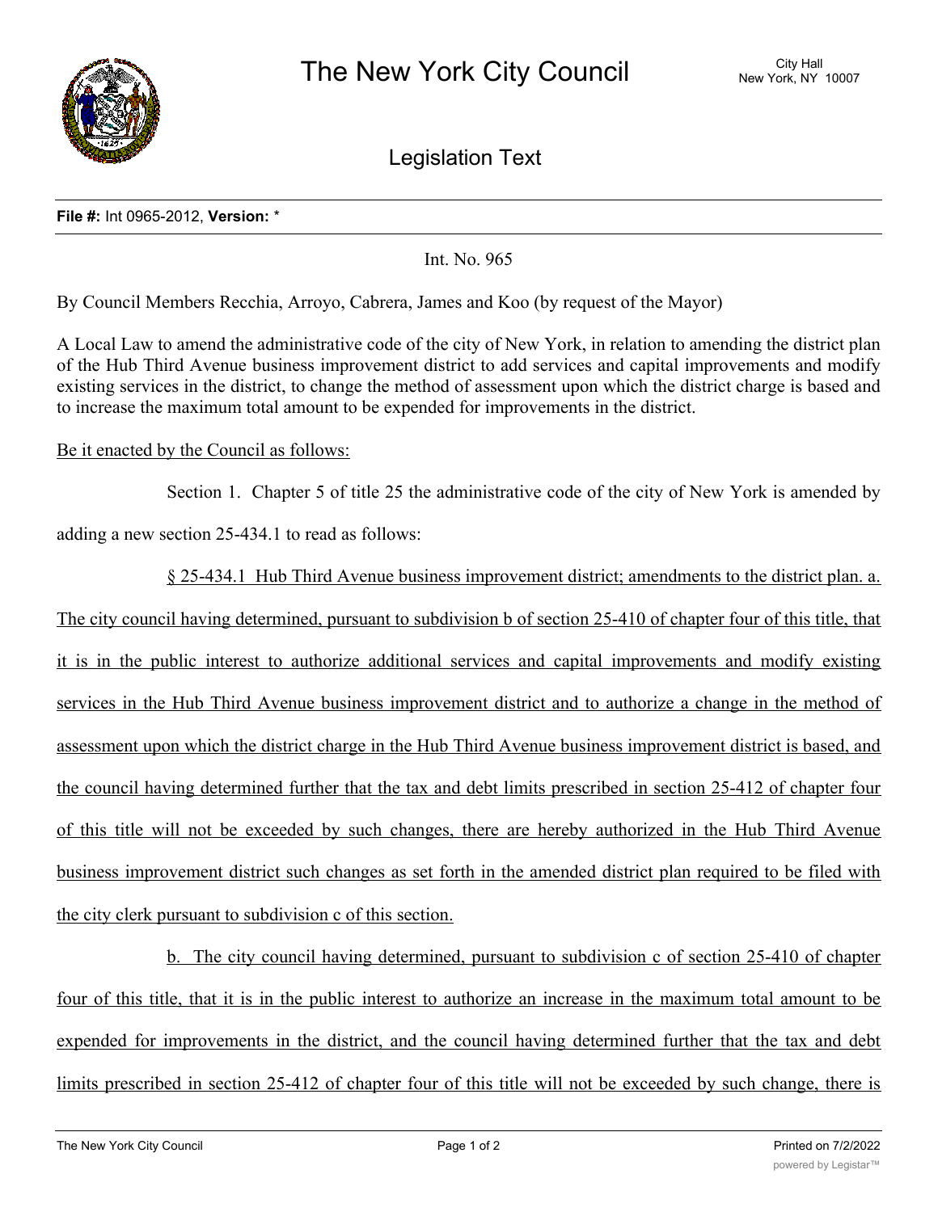# The New York City Council

City Hall
New York, NY 10007

## Legislation Text

**File #:** Int 0965-2012, **Version:** *

Int. No. 965

By Council Members Recchia, Arroyo, Cabrera, James and Koo (by request of the Mayor)

A Local Law to amend the administrative code of the city of New York, in relation to amending the district plan of the Hub Third Avenue business improvement district to add services and capital improvements and modify existing services in the district, to change the method of assessment upon which the district charge is based and to increase the maximum total amount to be expended for improvements in the district.

Be it enacted by the Council as follows:

Section 1. Chapter 5 of title 25 the administrative code of the city of New York is amended by adding a new section 25-434.1 to read as follows:

§ 25-434.1 Hub Third Avenue business improvement district; amendments to the district plan. a. The city council having determined, pursuant to subdivision b of section 25-410 of chapter four of this title, that it is in the public interest to authorize additional services and capital improvements and modify existing services in the Hub Third Avenue business improvement district and to authorize a change in the method of assessment upon which the district charge in the Hub Third Avenue business improvement district is based, and the council having determined further that the tax and debt limits prescribed in section 25-412 of chapter four of this title will not be exceeded by such changes, there are hereby authorized in the Hub Third Avenue business improvement district such changes as set forth in the amended district plan required to be filed with the city clerk pursuant to subdivision c of this section.

b. The city council having determined, pursuant to subdivision c of section 25-410 of chapter four of this title, that it is in the public interest to authorize an increase in the maximum total amount to be expended for improvements in the district, and the council having determined further that the tax and debt limits prescribed in section 25-412 of chapter four of this title will not be exceeded by such change, there is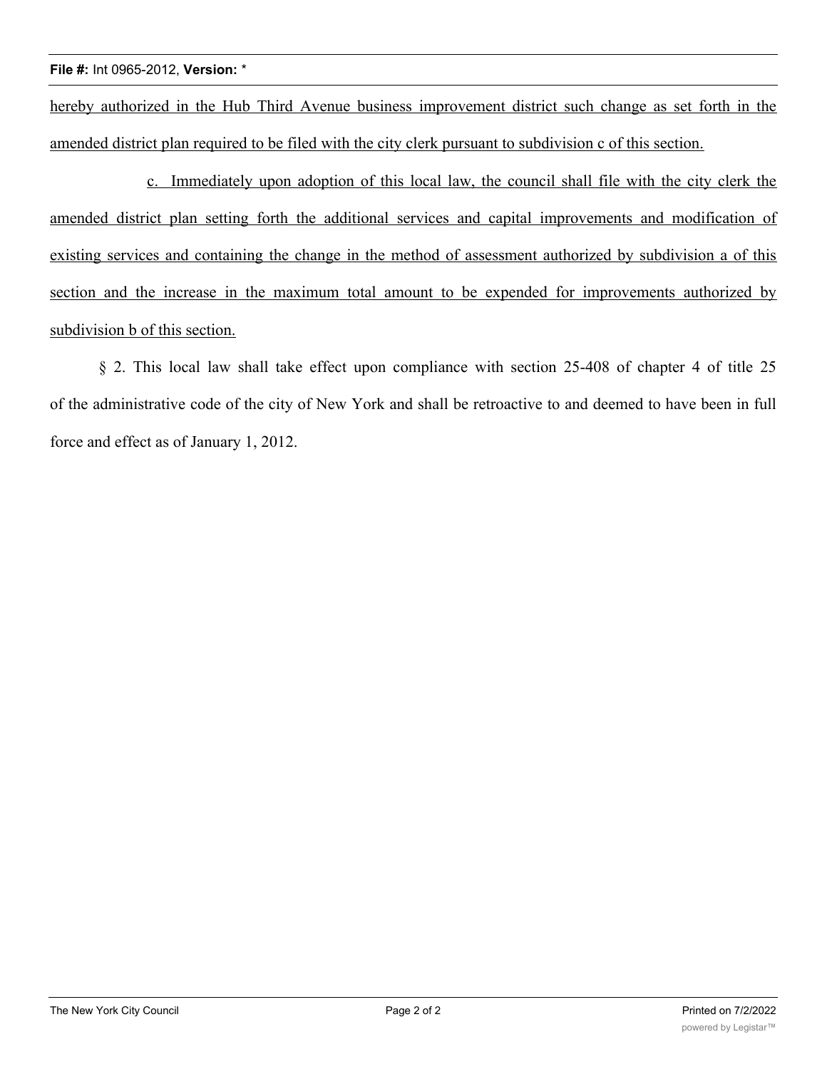hereby authorized in the Hub Third Avenue business improvement district such change as set forth in the amended district plan required to be filed with the city clerk pursuant to subdivision c of this section.

c. Immediately upon adoption of this local law, the council shall file with the city clerk the amended district plan setting forth the additional services and capital improvements and modification of existing services and containing the change in the method of assessment authorized by subdivision a of this section and the increase in the maximum total amount to be expended for improvements authorized by subdivision b of this section.

§ 2. This local law shall take effect upon compliance with section 25-408 of chapter 4 of title 25 of the administrative code of the city of New York and shall be retroactive to and deemed to have been in full force and effect as of January 1, 2012.